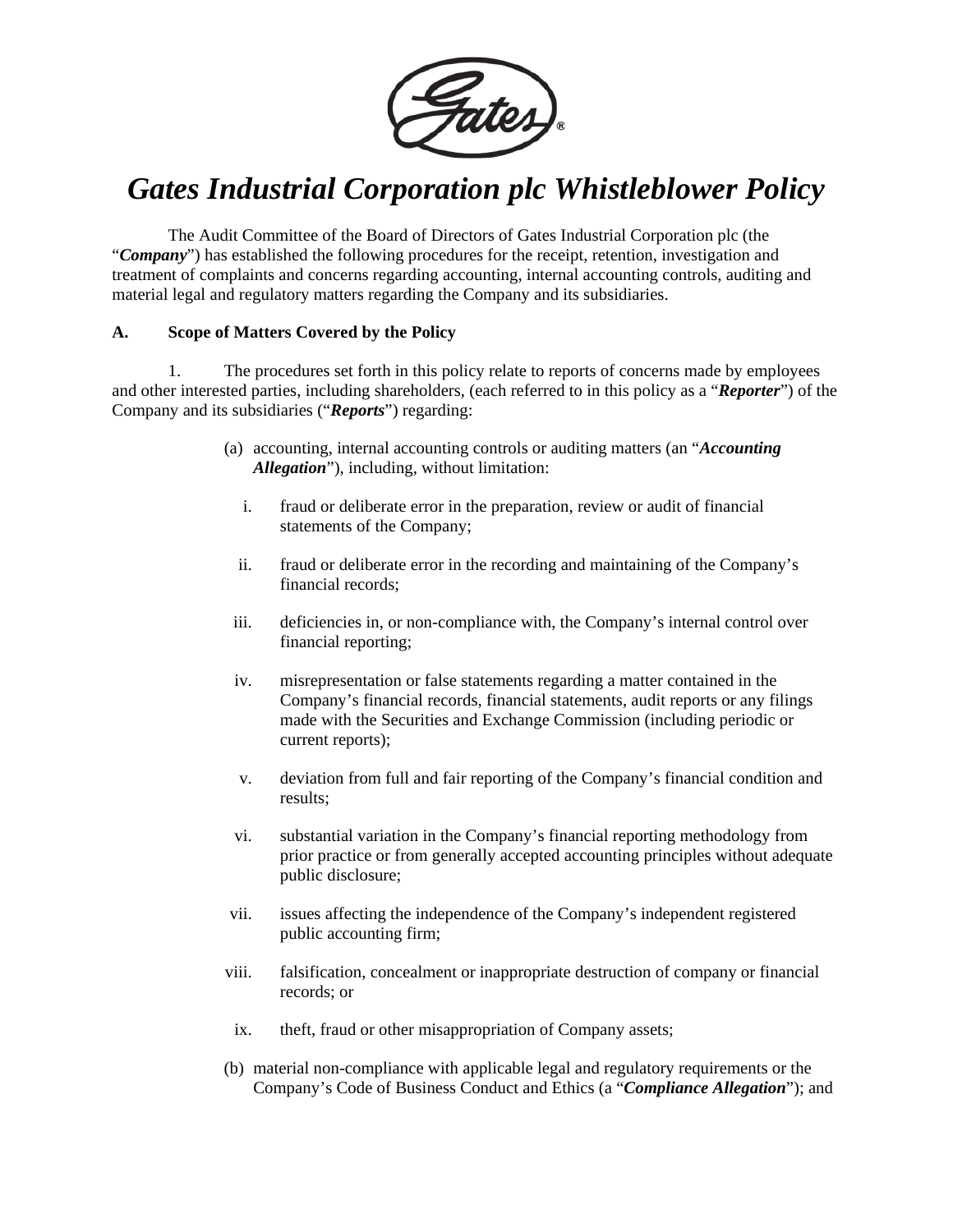# *Gates Industrial Corporation plc Whistleblower Policy*

The Audit Committee of the Board of Directors of Gates Industrial Corporation plc (the "***Company***") has established the following procedures for the receipt, retention, investigation and treatment of complaints and concerns regarding accounting, internal accounting controls, auditing and material legal and regulatory matters regarding the Company and its subsidiaries.

## A. Scope of Matters Covered by the Policy

1. The procedures set forth in this policy relate to reports of concerns made by employees and other interested parties, including shareholders, (each referred to in this policy as a "***Reporter***") of the Company and its subsidiaries ("***Reports***") regarding:

   (a) accounting, internal accounting controls or auditing matters (an "***Accounting Allegation***"), including, without limitation:

      i. fraud or deliberate error in the preparation, review or audit of financial statements of the Company;

      ii. fraud or deliberate error in the recording and maintaining of the Company's financial records;

      iii. deficiencies in, or non-compliance with, the Company's internal control over financial reporting;

      iv. misrepresentation or false statements regarding a matter contained in the Company's financial records, financial statements, audit reports or any filings made with the Securities and Exchange Commission (including periodic or current reports);

      v. deviation from full and fair reporting of the Company's financial condition and results;

      vi. substantial variation in the Company's financial reporting methodology from prior practice or from generally accepted accounting principles without adequate public disclosure;

      vii. issues affecting the independence of the Company's independent registered public accounting firm;

      viii. falsification, concealment or inappropriate destruction of company or financial records; or

      ix. theft, fraud or other misappropriation of Company assets;

   (b) material non-compliance with applicable legal and regulatory requirements or the Company's Code of Business Conduct and Ethics (a "***Compliance Allegation***"); and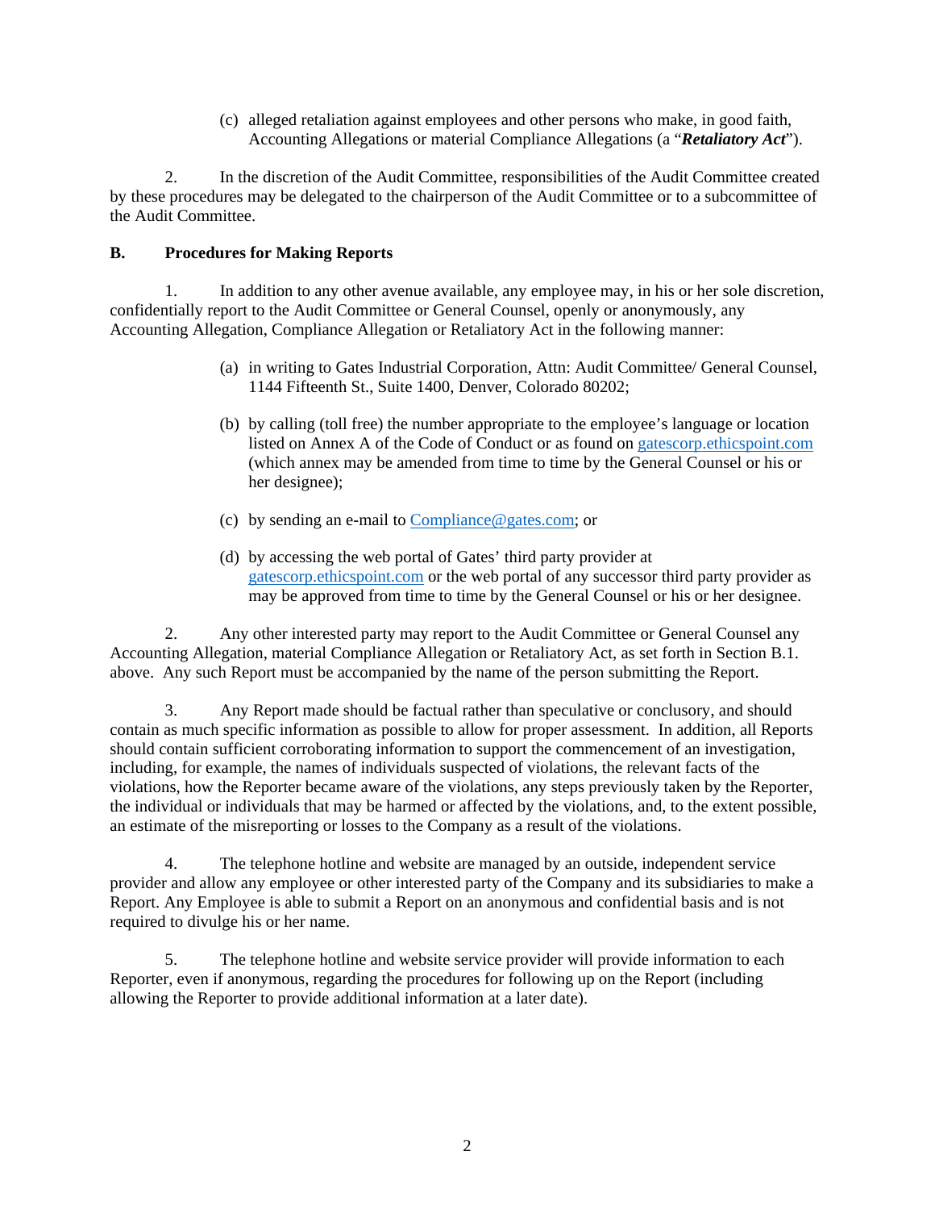(c) alleged retaliation against employees and other persons who make, in good faith, Accounting Allegations or material Compliance Allegations (a "***Retaliatory Act***").

2. In the discretion of the Audit Committee, responsibilities of the Audit Committee created by these procedures may be delegated to the chairperson of the Audit Committee or to a subcommittee of the Audit Committee.

## B. Procedures for Making Reports

1. In addition to any other avenue available, any employee may, in his or her sole discretion, confidentially report to the Audit Committee or General Counsel, openly or anonymously, any Accounting Allegation, Compliance Allegation or Retaliatory Act in the following manner:

(a) in writing to Gates Industrial Corporation, Attn: Audit Committee/ General Counsel, 1144 Fifteenth St., Suite 1400, Denver, Colorado 80202;

(b) by calling (toll free) the number appropriate to the employee's language or location listed on Annex A of the Code of Conduct or as found on gatescorp.ethicspoint.com (which annex may be amended from time to time by the General Counsel or his or her designee);

(c) by sending an e-mail to Compliance@gates.com; or

(d) by accessing the web portal of Gates' third party provider at gatescorp.ethicspoint.com or the web portal of any successor third party provider as may be approved from time to time by the General Counsel or his or her designee.

2. Any other interested party may report to the Audit Committee or General Counsel any Accounting Allegation, material Compliance Allegation or Retaliatory Act, as set forth in Section B.1. above. Any such Report must be accompanied by the name of the person submitting the Report.

3. Any Report made should be factual rather than speculative or conclusory, and should contain as much specific information as possible to allow for proper assessment. In addition, all Reports should contain sufficient corroborating information to support the commencement of an investigation, including, for example, the names of individuals suspected of violations, the relevant facts of the violations, how the Reporter became aware of the violations, any steps previously taken by the Reporter, the individual or individuals that may be harmed or affected by the violations, and, to the extent possible, an estimate of the misreporting or losses to the Company as a result of the violations.

4. The telephone hotline and website are managed by an outside, independent service provider and allow any employee or other interested party of the Company and its subsidiaries to make a Report. Any Employee is able to submit a Report on an anonymous and confidential basis and is not required to divulge his or her name.

5. The telephone hotline and website service provider will provide information to each Reporter, even if anonymous, regarding the procedures for following up on the Report (including allowing the Reporter to provide additional information at a later date).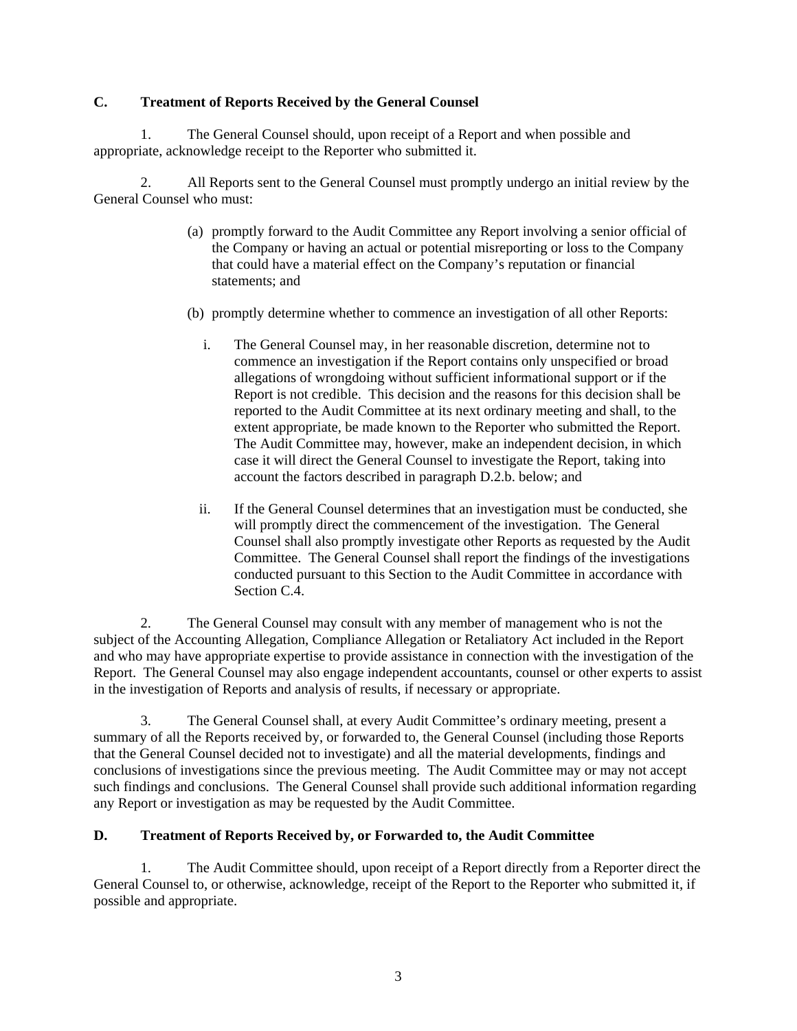**C. Treatment of Reports Received by the General Counsel**

1. The General Counsel should, upon receipt of a Report and when possible and appropriate, acknowledge receipt to the Reporter who submitted it.

2. All Reports sent to the General Counsel must promptly undergo an initial review by the General Counsel who must:

   (a) promptly forward to the Audit Committee any Report involving a senior official of the Company or having an actual or potential misreporting or loss to the Company that could have a material effect on the Company's reputation or financial statements; and

   (b) promptly determine whether to commence an investigation of all other Reports:

      i. The General Counsel may, in her reasonable discretion, determine not to commence an investigation if the Report contains only unspecified or broad allegations of wrongdoing without sufficient informational support or if the Report is not credible. This decision and the reasons for this decision shall be reported to the Audit Committee at its next ordinary meeting and shall, to the extent appropriate, be made known to the Reporter who submitted the Report. The Audit Committee may, however, make an independent decision, in which case it will direct the General Counsel to investigate the Report, taking into account the factors described in paragraph D.2.b. below; and

      ii. If the General Counsel determines that an investigation must be conducted, she will promptly direct the commencement of the investigation. The General Counsel shall also promptly investigate other Reports as requested by the Audit Committee. The General Counsel shall report the findings of the investigations conducted pursuant to this Section to the Audit Committee in accordance with Section C.4.

2. The General Counsel may consult with any member of management who is not the subject of the Accounting Allegation, Compliance Allegation or Retaliatory Act included in the Report and who may have appropriate expertise to provide assistance in connection with the investigation of the Report. The General Counsel may also engage independent accountants, counsel or other experts to assist in the investigation of Reports and analysis of results, if necessary or appropriate.

3. The General Counsel shall, at every Audit Committee's ordinary meeting, present a summary of all the Reports received by, or forwarded to, the General Counsel (including those Reports that the General Counsel decided not to investigate) and all the material developments, findings and conclusions of investigations since the previous meeting. The Audit Committee may or may not accept such findings and conclusions. The General Counsel shall provide such additional information regarding any Report or investigation as may be requested by the Audit Committee.

**D. Treatment of Reports Received by, or Forwarded to, the Audit Committee**

1. The Audit Committee should, upon receipt of a Report directly from a Reporter direct the General Counsel to, or otherwise, acknowledge, receipt of the Report to the Reporter who submitted it, if possible and appropriate.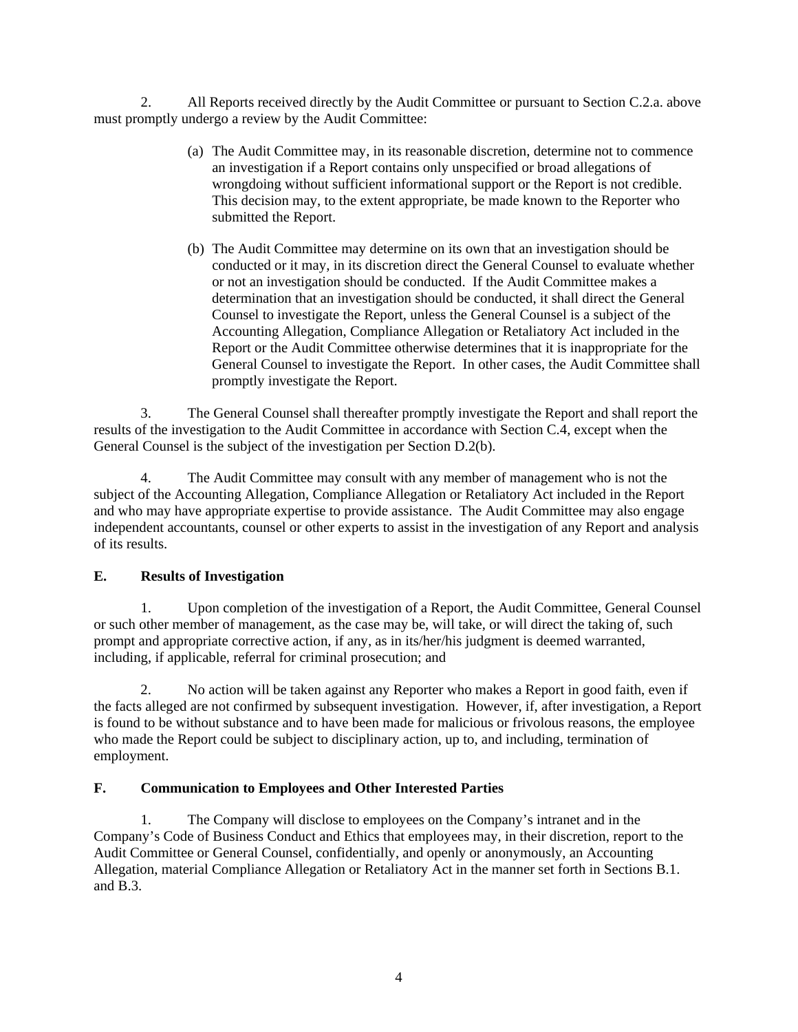2. All Reports received directly by the Audit Committee or pursuant to Section C.2.a. above must promptly undergo a review by the Audit Committee:

(a) The Audit Committee may, in its reasonable discretion, determine not to commence an investigation if a Report contains only unspecified or broad allegations of wrongdoing without sufficient informational support or the Report is not credible. This decision may, to the extent appropriate, be made known to the Reporter who submitted the Report.

(b) The Audit Committee may determine on its own that an investigation should be conducted or it may, in its discretion direct the General Counsel to evaluate whether or not an investigation should be conducted. If the Audit Committee makes a determination that an investigation should be conducted, it shall direct the General Counsel to investigate the Report, unless the General Counsel is a subject of the Accounting Allegation, Compliance Allegation or Retaliatory Act included in the Report or the Audit Committee otherwise determines that it is inappropriate for the General Counsel to investigate the Report. In other cases, the Audit Committee shall promptly investigate the Report.

3. The General Counsel shall thereafter promptly investigate the Report and shall report the results of the investigation to the Audit Committee in accordance with Section C.4, except when the General Counsel is the subject of the investigation per Section D.2(b).

4. The Audit Committee may consult with any member of management who is not the subject of the Accounting Allegation, Compliance Allegation or Retaliatory Act included in the Report and who may have appropriate expertise to provide assistance. The Audit Committee may also engage independent accountants, counsel or other experts to assist in the investigation of any Report and analysis of its results.

**E. Results of Investigation**

1. Upon completion of the investigation of a Report, the Audit Committee, General Counsel or such other member of management, as the case may be, will take, or will direct the taking of, such prompt and appropriate corrective action, if any, as in its/her/his judgment is deemed warranted, including, if applicable, referral for criminal prosecution; and

2. No action will be taken against any Reporter who makes a Report in good faith, even if the facts alleged are not confirmed by subsequent investigation. However, if, after investigation, a Report is found to be without substance and to have been made for malicious or frivolous reasons, the employee who made the Report could be subject to disciplinary action, up to, and including, termination of employment.

**F. Communication to Employees and Other Interested Parties**

1. The Company will disclose to employees on the Company's intranet and in the Company's Code of Business Conduct and Ethics that employees may, in their discretion, report to the Audit Committee or General Counsel, confidentially, and openly or anonymously, an Accounting Allegation, material Compliance Allegation or Retaliatory Act in the manner set forth in Sections B.1. and B.3.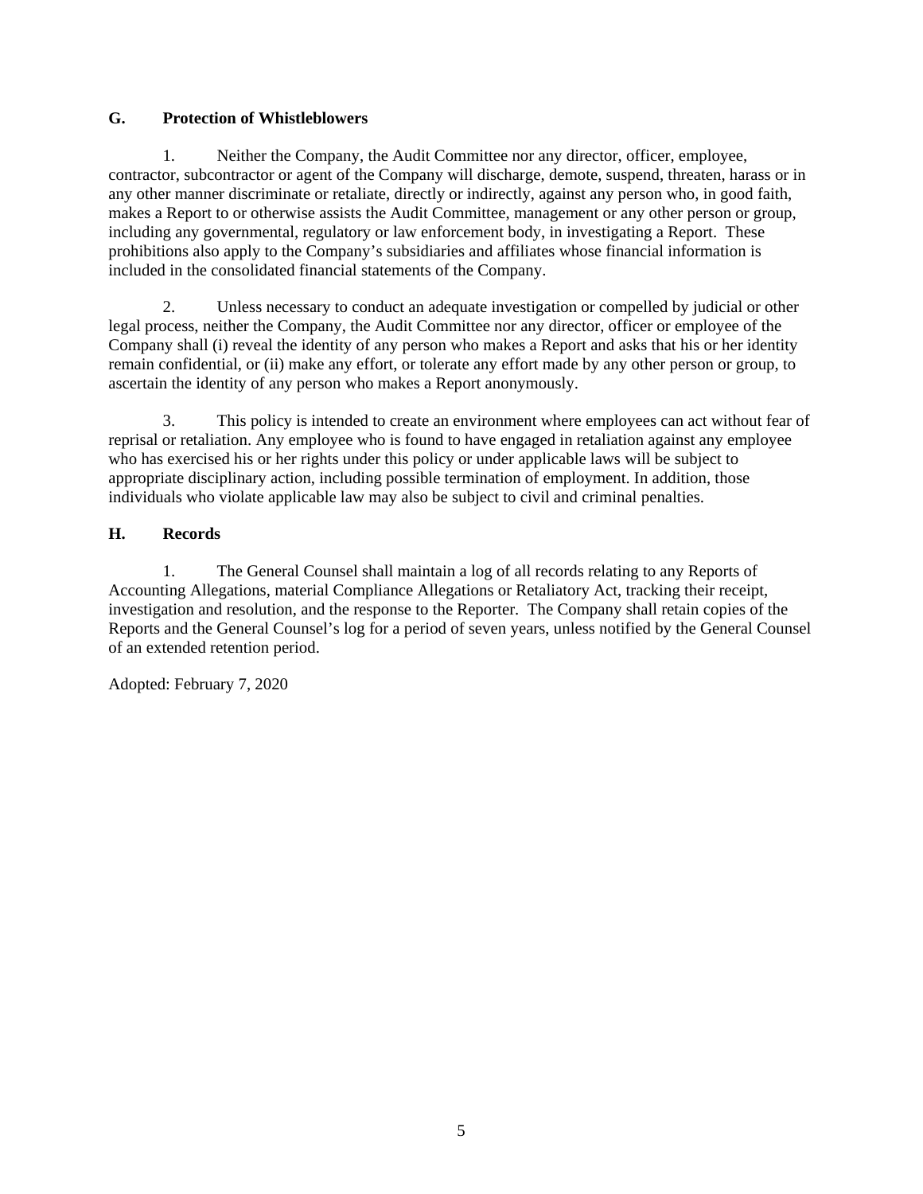## G. Protection of Whistleblowers

1. Neither the Company, the Audit Committee nor any director, officer, employee, contractor, subcontractor or agent of the Company will discharge, demote, suspend, threaten, harass or in any other manner discriminate or retaliate, directly or indirectly, against any person who, in good faith, makes a Report to or otherwise assists the Audit Committee, management or any other person or group, including any governmental, regulatory or law enforcement body, in investigating a Report. These prohibitions also apply to the Company's subsidiaries and affiliates whose financial information is included in the consolidated financial statements of the Company.

2. Unless necessary to conduct an adequate investigation or compelled by judicial or other legal process, neither the Company, the Audit Committee nor any director, officer or employee of the Company shall (i) reveal the identity of any person who makes a Report and asks that his or her identity remain confidential, or (ii) make any effort, or tolerate any effort made by any other person or group, to ascertain the identity of any person who makes a Report anonymously.

3. This policy is intended to create an environment where employees can act without fear of reprisal or retaliation. Any employee who is found to have engaged in retaliation against any employee who has exercised his or her rights under this policy or under applicable laws will be subject to appropriate disciplinary action, including possible termination of employment. In addition, those individuals who violate applicable law may also be subject to civil and criminal penalties.

## H. Records

1. The General Counsel shall maintain a log of all records relating to any Reports of Accounting Allegations, material Compliance Allegations or Retaliatory Act, tracking their receipt, investigation and resolution, and the response to the Reporter. The Company shall retain copies of the Reports and the General Counsel's log for a period of seven years, unless notified by the General Counsel of an extended retention period.

Adopted: February 7, 2020